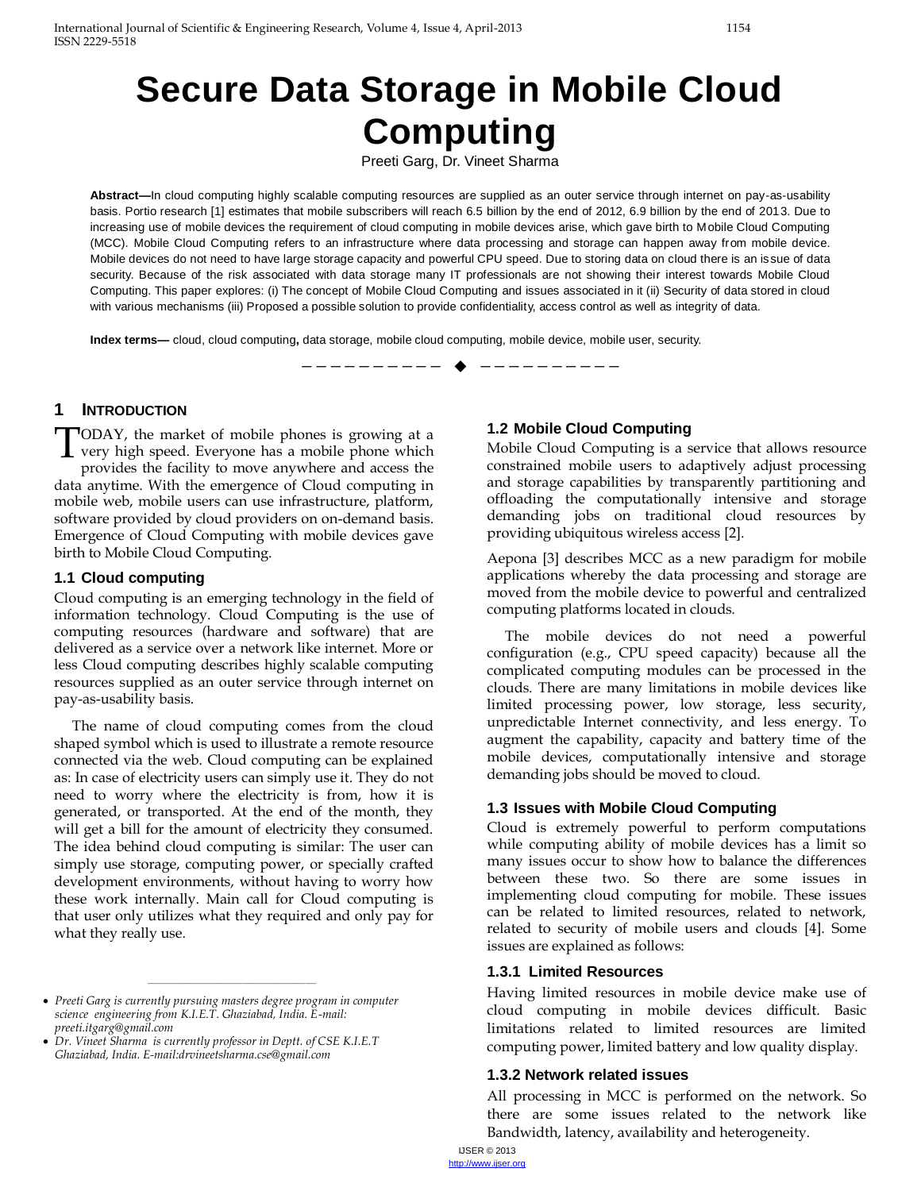# Secure Data Storage in Mobile Cloud Computing

Preeti Garg, Dr. Vineet Sharma

**Abstract—**In cloud computing highly scalable computing resources are supplied as an outer service through internet on pay-as-usability basis. Portio research [1] estimates that mobile subscribers will reach 6.5 billion by the end of 2012, 6.9 billion by the end of 2013. Due to increasing use of mobile devices the requirement of cloud computing in mobile devices arise, which gave birth to Mobile Cloud Computing (MCC). Mobile Cloud Computing refers to an infrastructure where data processing and storage can happen away from mobile device. Mobile devices do not need to have large storage capacity and powerful CPU speed. Due to storing data on cloud there is an issue of data security. Because of the risk associated with data storage many IT professionals are not showing their interest towards Mobile Cloud Computing. This paper explores: (i) The concept of Mobile Cloud Computing and issues associated in it (ii) Security of data stored in cloud with various mechanisms (iii) Proposed a possible solution to provide confidentiality, access control as well as integrity of data.

**Index terms—** cloud, cloud computing, data storage, mobile cloud computing, mobile device, mobile user, security.

---

## 1 Introduction

TODAY, the market of mobile phones is growing at a very high speed. Everyone has a mobile phone which provides the facility to move anywhere and access the data anytime. With the emergence of Cloud computing in mobile web, mobile users can use infrastructure, platform, software provided by cloud providers on on-demand basis. Emergence of Cloud Computing with mobile devices gave birth to Mobile Cloud Computing.

### 1.1 Cloud computing

Cloud computing is an emerging technology in the field of information technology. Cloud Computing is the use of computing resources (hardware and software) that are delivered as a service over a network like internet. More or less Cloud computing describes highly scalable computing resources supplied as an outer service through internet on pay-as-usability basis.

The name of cloud computing comes from the cloud shaped symbol which is used to illustrate a remote resource connected via the web. Cloud computing can be explained as: In case of electricity users can simply use it. They do not need to worry where the electricity is from, how it is generated, or transported. At the end of the month, they will get a bill for the amount of electricity they consumed. The idea behind cloud computing is similar: The user can simply use storage, computing power, or specially crafted development environments, without having to worry how these work internally. Main call for Cloud computing is that user only utilizes what they required and only pay for what they really use.

### 1.2 Mobile Cloud Computing

Mobile Cloud Computing is a service that allows resource constrained mobile users to adaptively adjust processing and storage capabilities by transparently partitioning and offloading the computationally intensive and storage demanding jobs on traditional cloud resources by providing ubiquitous wireless access [2].

Aepona [3] describes MCC as a new paradigm for mobile applications whereby the data processing and storage are moved from the mobile device to powerful and centralized computing platforms located in clouds.

The mobile devices do not need a powerful configuration (e.g., CPU speed capacity) because all the complicated computing modules can be processed in the clouds. There are many limitations in mobile devices like limited processing power, low storage, less security, unpredictable Internet connectivity, and less energy. To augment the capability, capacity and battery time of the mobile devices, computationally intensive and storage demanding jobs should be moved to cloud.

### 1.3 Issues with Mobile Cloud Computing

Cloud is extremely powerful to perform computations while computing ability of mobile devices has a limit so many issues occur to show how to balance the differences between these two. So there are some issues in implementing cloud computing for mobile. These issues can be related to limited resources, related to network, related to security of mobile users and clouds [4]. Some issues are explained as follows:

#### 1.3.1 Limited Resources

Having limited resources in mobile device make use of cloud computing in mobile devices difficult. Basic limitations related to limited resources are limited computing power, limited battery and low quality display.

#### 1.3.2 Network related issues

All processing in MCC is performed on the network. So there are some issues related to the network like Bandwidth, latency, availability and heterogeneity.

---

- *Preeti Garg is currently pursuing masters degree program in computer science engineering from K.I.E.T. Ghaziabad, India. E-mail: preeti.itgarg@gmail.com*
- *Dr. Vineet Sharma is currently professor in Deptt. of CSE K.I.E.T Ghaziabad, India. E-mail:drvineetsharma.cse@gmail.com*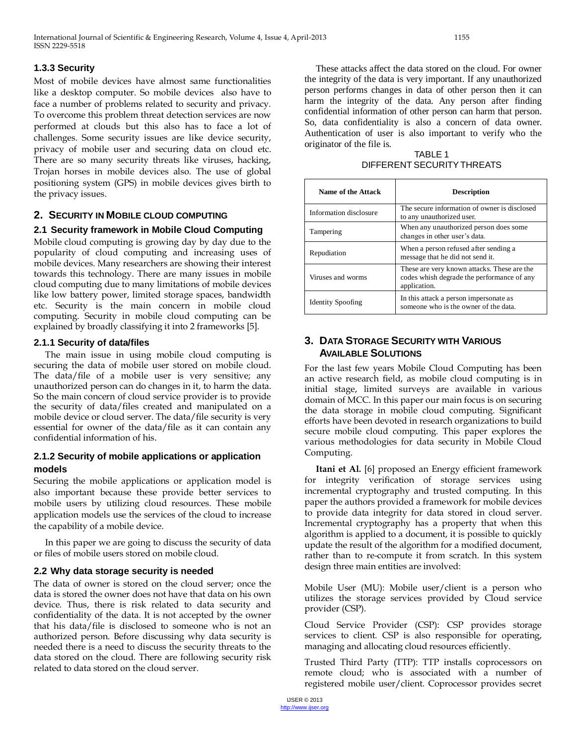### 1.3.3 Security

Most of mobile devices have almost same functionalities like a desktop computer. So mobile devices also have to face a number of problems related to security and privacy. To overcome this problem threat detection services are now performed at clouds but this also has to face a lot of challenges. Some security issues are like device security, privacy of mobile user and securing data on cloud etc. There are so many security threats like viruses, hacking, Trojan horses in mobile devices also. The use of global positioning system (GPS) in mobile devices gives birth to the privacy issues.

## 2. Security in Mobile cloud computing

### 2.1 Security framework in Mobile Cloud Computing

Mobile cloud computing is growing day by day due to the popularity of cloud computing and increasing uses of mobile devices. Many researchers are showing their interest towards this technology. There are many issues in mobile cloud computing due to many limitations of mobile devices like low battery power, limited storage spaces, bandwidth etc. Security is the main concern in mobile cloud computing. Security in mobile cloud computing can be explained by broadly classifying it into 2 frameworks [5].

### 2.1.1 Security of data/files

The main issue in using mobile cloud computing is securing the data of mobile user stored on mobile cloud. The data/file of a mobile user is very sensitive; any unauthorized person can do changes in it, to harm the data. So the main concern of cloud service provider is to provide the security of data/files created and manipulated on a mobile device or cloud server. The data/file security is very essential for owner of the data/file as it can contain any confidential information of his.

### 2.1.2 Security of mobile applications or application models

Securing the mobile applications or application model is also important because these provide better services to mobile users by utilizing cloud resources. These mobile application models use the services of the cloud to increase the capability of a mobile device.

In this paper we are going to discuss the security of data or files of mobile users stored on mobile cloud.

### 2.2 Why data storage security is needed

The data of owner is stored on the cloud server; once the data is stored the owner does not have that data on his own device. Thus, there is risk related to data security and confidentiality of the data. It is not accepted by the owner that his data/file is disclosed to someone who is not an authorized person. Before discussing why data security is needed there is a need to discuss the security threats to the data stored on the cloud. There are following security risk related to data stored on the cloud server.

These attacks affect the data stored on the cloud. For owner the integrity of the data is very important. If any unauthorized person performs changes in data of other person then it can harm the integrity of the data. Any person after finding confidential information of other person can harm that person. So, data confidentiality is also a concern of data owner. Authentication of user is also important to verify who the originator of the file is.

TABLE 1
DIFFERENT SECURITY THREATS

| Name of the Attack | Description |
|---|---|
| Information disclosure | The secure information of owner is disclosed to any unauthorized user. |
| Tampering | When any unauthorized person does some changes in other user's data. |
| Repudiation | When a person refused after sending a message that he did not send it. |
| Viruses and worms | These are very known attacks. These are the codes whish degrade the performance of any application. |
| Identity Spoofing | In this attack a person impersonate as someone who is the owner of the data. |

## 3. Data Storage Security with Various Available Solutions

For the last few years Mobile Cloud Computing has been an active research field, as mobile cloud computing is in initial stage, limited surveys are available in various domain of MCC. In this paper our main focus is on securing the data storage in mobile cloud computing. Significant efforts have been devoted in research organizations to build secure mobile cloud computing. This paper explores the various methodologies for data security in Mobile Cloud Computing.

**Itani et Al.** [6] proposed an Energy efficient framework for integrity verification of storage services using incremental cryptography and trusted computing. In this paper the authors provided a framework for mobile devices to provide data integrity for data stored in cloud server. Incremental cryptography has a property that when this algorithm is applied to a document, it is possible to quickly update the result of the algorithm for a modified document, rather than to re-compute it from scratch. In this system design three main entities are involved:

Mobile User (MU): Mobile user/client is a person who utilizes the storage services provided by Cloud service provider (CSP).

Cloud Service Provider (CSP): CSP provides storage services to client. CSP is also responsible for operating, managing and allocating cloud resources efficiently.

Trusted Third Party (TTP): TTP installs coprocessors on remote cloud; who is associated with a number of registered mobile user/client. Coprocessor provides secret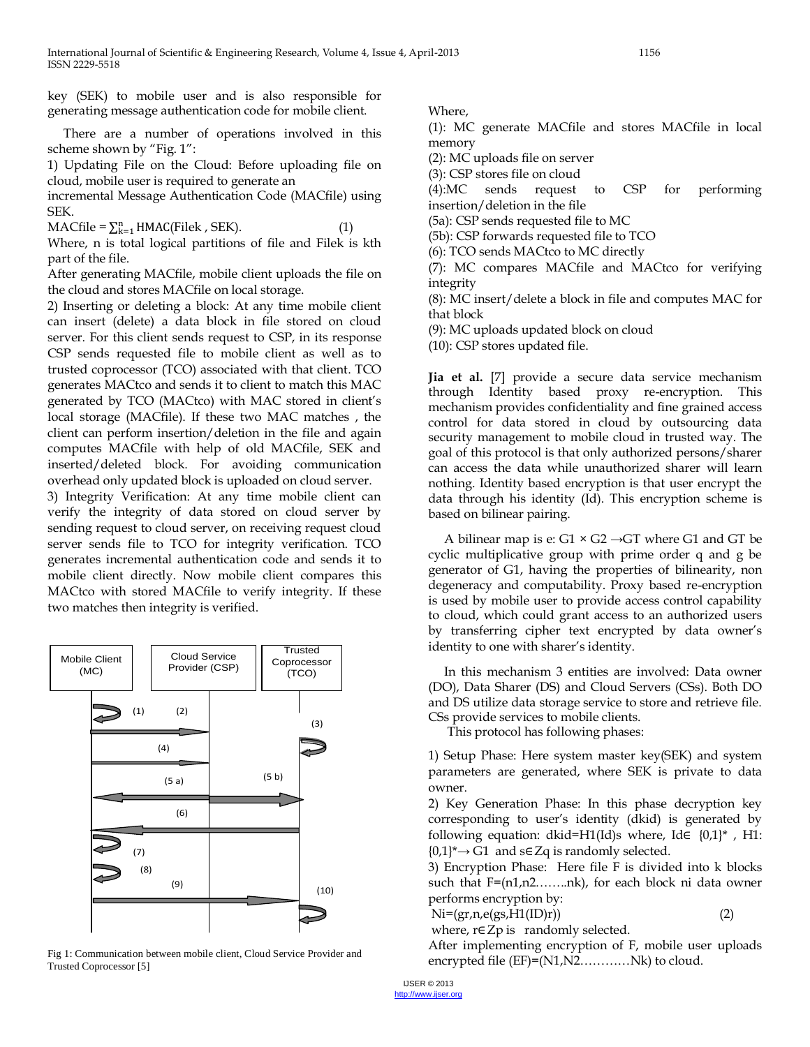key (SEK) to mobile user and is also responsible for generating message authentication code for mobile client.

There are a number of operations involved in this scheme shown by "Fig. 1":

1) Updating File on the Cloud: Before uploading file on cloud, mobile user is required to generate an incremental Message Authentication Code (MACfile) using SEK.

$$\text{MACfile} = \sum_{k=1}^{n} \text{HMAC}(\text{File}_k , \text{SEK}). \quad (1)$$

Where, n is total logical partitions of file and $\text{File}_k$ is kth part of the file.

After generating MACfile, mobile client uploads the file on the cloud and stores MACfile on local storage.

2) Inserting or deleting a block: At any time mobile client can insert (delete) a data block in file stored on cloud server. For this client sends request to CSP, in its response CSP sends requested file to mobile client as well as to trusted coprocessor (TCO) associated with that client. TCO generates MACtco and sends it to client to match this MAC generated by TCO (MACtco) with MAC stored in client's local storage (MACfile). If these two MAC matches , the client can perform insertion/deletion in the file and again computes MACfile with help of old MACfile, SEK and inserted/deleted block. For avoiding communication overhead only updated block is uploaded on cloud server.

3) Integrity Verification: At any time mobile client can verify the integrity of data stored on cloud server by sending request to cloud server, on receiving request cloud server sends file to TCO for integrity verification. TCO generates incremental authentication code and sends it to mobile client directly. Now mobile client compares this MACtco with stored MACfile to verify integrity. If these two matches then integrity is verified.

Fig 1: Communication between mobile client, Cloud Service Provider and Trusted Coprocessor [5]

Where,

(1): MC generate MACfile and stores MACfile in local memory

(2): MC uploads file on server

(3): CSP stores file on cloud

(4):MC sends request to CSP for performing insertion/deletion in the file

(5a): CSP sends requested file to MC

(5b): CSP forwards requested file to TCO

(6): TCO sends MACtco to MC directly

(7): MC compares MACfile and MACtco for verifying integrity

(8): MC insert/delete a block in file and computes MAC for that block

(9): MC uploads updated block on cloud

(10): CSP stores updated file.

**Jia et al.** [7] provide a secure data service mechanism through Identity based proxy re-encryption. This mechanism provides confidentiality and fine grained access control for data stored in cloud by outsourcing data security management to mobile cloud in trusted way. The goal of this protocol is that only authorized persons/sharer can access the data while unauthorized sharer will learn nothing. Identity based encryption is that user encrypt the data through his identity (Id). This encryption scheme is based on bilinear pairing.

A bilinear map is $e: G1 \times G2 \rightarrow GT$ where G1 and GT be cyclic multiplicative group with prime order q and g be generator of G1, having the properties of bilinearity, non degeneracy and computability. Proxy based re-encryption is used by mobile user to provide access control capability to cloud, which could grant access to an authorized users by transferring cipher text encrypted by data owner's identity to one with sharer's identity.

In this mechanism 3 entities are involved: Data owner (DO), Data Sharer (DS) and Cloud Servers (CSs). Both DO and DS utilize data storage service to store and retrieve file. CSs provide services to mobile clients.

This protocol has following phases:

1) Setup Phase: Here system master key(SEK) and system parameters are generated, where SEK is private to data owner.

2) Key Generation Phase: In this phase decryption key corresponding to user's identity (dkid) is generated by following equation: $dkid=H1(Id)s$ where, $Id \in \{0,1\}^*$ , $H1: \{0,1\}^* \rightarrow G1$ and $s \in Zq$ is randomly selected.

3) Encryption Phase: Here file F is divided into k blocks such that $F=(n1,n2\ldots\ldots nk)$, for each block ni data owner performs encryption by:

$$Ni=(gr,n,e(gs,H1(ID)r)) \quad (2)$$

where, $r \in Zp$ is randomly selected.

After implementing encryption of F, mobile user uploads encrypted file (EF)=(N1,N2…………Nk) to cloud.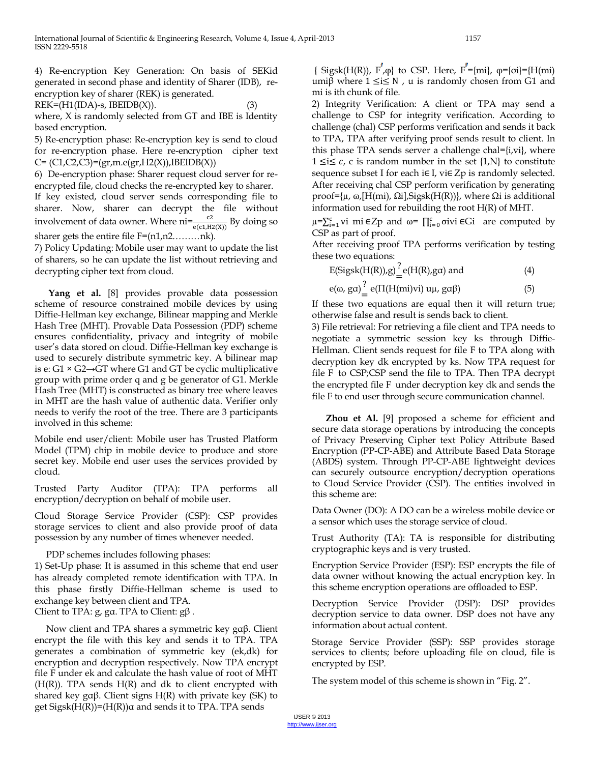4) Re-encryption Key Generation: On basis of SEKid generated in second phase and identity of Sharer (IDB), re-encryption key of sharer (REK) is generated.

$$REK=(H1(IDA)\text{-}s,\ IBEIDB(X)). \quad (3)$$

where, X is randomly selected from GT and IBE is Identity based encryption.

5) Re-encryption phase: Re-encryption key is send to cloud for re-encryption phase. Here re-encryption cipher text $C= (C1,C2,C3)=(gr,m.e(gr,H2(X)),IBEIDB(X))$

6) De-encryption phase: Sharer request cloud server for re-encrypted file, cloud checks the re-encrypted key to sharer. If key existed, cloud server sends corresponding file to sharer. Now, sharer can decrypt the file without involvement of data owner. Where $ni=\frac{c2}{e(c1,H2(X))}$ By doing so sharer gets the entire file $F=(n1,n2\ldots\ldots\ldots nk)$.

7) Policy Updating: Mobile user may want to update the list of sharers, so he can update the list without retrieving and decrypting cipher text from cloud.

**Yang et al.** [8] provides provable data possession scheme of resource constrained mobile devices by using Diffie-Hellman key exchange, Bilinear mapping and Merkle Hash Tree (MHT). Provable Data Possession (PDP) scheme ensures confidentiality, privacy and integrity of mobile user's data stored on cloud. Diffie-Hellman key exchange is used to securely distribute symmetric key. A bilinear map is $e: G1 \times G2 \rightarrow GT$ where G1 and GT be cyclic multiplicative group with prime order q and g be generator of G1. Merkle Hash Tree (MHT) is constructed as binary tree where leaves in MHT are the hash value of authentic data. Verifier only needs to verify the root of the tree. There are 3 participants involved in this scheme:

Mobile end user/client: Mobile user has Trusted Platform Model (TPM) chip in mobile device to produce and store secret key. Mobile end user uses the services provided by cloud.

Trusted Party Auditor (TPA): TPA performs all encryption/decryption on behalf of mobile user.

Cloud Storage Service Provider (CSP): CSP provides storage services to client and also provide proof of data possession by any number of times whenever needed.

PDP schemes includes following phases:

1) Set-Up phase: It is assumed in this scheme that end user has already completed remote identification with TPA. In this phase firstly Diffie-Hellman scheme is used to exchange key between client and TPA.

Client to TPA: g, gα. TPA to Client: gβ .

Now client and TPA shares a symmetric key gαβ. Client encrypt the file with this key and sends it to TPA. TPA generates a combination of symmetric key (ek,dk) for encryption and decryption respectively. Now TPA encrypt file F under ek and calculate the hash value of root of MHT (H(R)). TPA sends H(R) and dk to client encrypted with shared key gαβ. Client signs H(R) with private key (SK) to get $Sigsk(H(R))=(H(R))\alpha$ and sends it to TPA. TPA sends { Sigsk(H(R)), $F'$,φ} to CSP. Here, $F'$={mi}, φ={σi}={H(mi) umiβ where $1 \leq i \leq N$ , u is randomly chosen from G1 and mi is ith chunk of file.

2) Integrity Verification: A client or TPA may send a challenge to CSP for integrity verification. According to challenge (chal) CSP performs verification and sends it back to TPA, TPA after verifying proof sends result to client. In this phase TPA sends server a challenge chal={i,vi}, where $1 \leq i \leq c$, c is random number in the set {1,N} to constitute sequence subset I for each $i \in I$, $vi \in Zp$ is randomly selected. After receiving chal CSP perform verification by generating proof={μ, ω,[H(mi), Ωi],Sigsk(H(R))}, where Ωi is additional information used for rebuilding the root H(R) of MHT.

$\mu=\sum_{i=1}^{c} vi\ mi \in Zp$ and $\omega= \prod_{i=0}^{c} \sigma ivi \in Gi$ are computed by CSP as part of proof.

After receiving proof TPA performs verification by testing these two equations:

$$E(Sigsk(H(R)),g) \stackrel{?}{=} e(H(R),g\alpha) \text{ and} \quad (4)$$

$$e(\omega, g\alpha) \stackrel{?}{=} e(\Pi(H(mi)vi)\ u\mu, g\alpha\beta) \quad (5)$$

If these two equations are equal then it will return true; otherwise false and result is sends back to client.

3) File retrieval: For retrieving a file client and TPA needs to negotiate a symmetric session key ks through Diffie-Hellman. Client sends request for file F to TPA along with decryption key dk encrypted by ks. Now TPA request for file F to CSP;CSP send the file to TPA. Then TPA decrypt the encrypted file F under decryption key dk and sends the file F to end user through secure communication channel.

**Zhou et Al.** [9] proposed a scheme for efficient and secure data storage operations by introducing the concepts of Privacy Preserving Cipher text Policy Attribute Based Encryption (PP-CP-ABE) and Attribute Based Data Storage (ABDS) system. Through PP-CP-ABE lightweight devices can securely outsource encryption/decryption operations to Cloud Service Provider (CSP). The entities involved in this scheme are:

Data Owner (DO): A DO can be a wireless mobile device or a sensor which uses the storage service of cloud.

Trust Authority (TA): TA is responsible for distributing cryptographic keys and is very trusted.

Encryption Service Provider (ESP): ESP encrypts the file of data owner without knowing the actual encryption key. In this scheme encryption operations are offloaded to ESP.

Decryption Service Provider (DSP): DSP provides decryption service to data owner. DSP does not have any information about actual content.

Storage Service Provider (SSP): SSP provides storage services to clients; before uploading file on cloud, file is encrypted by ESP.

The system model of this scheme is shown in "Fig. 2".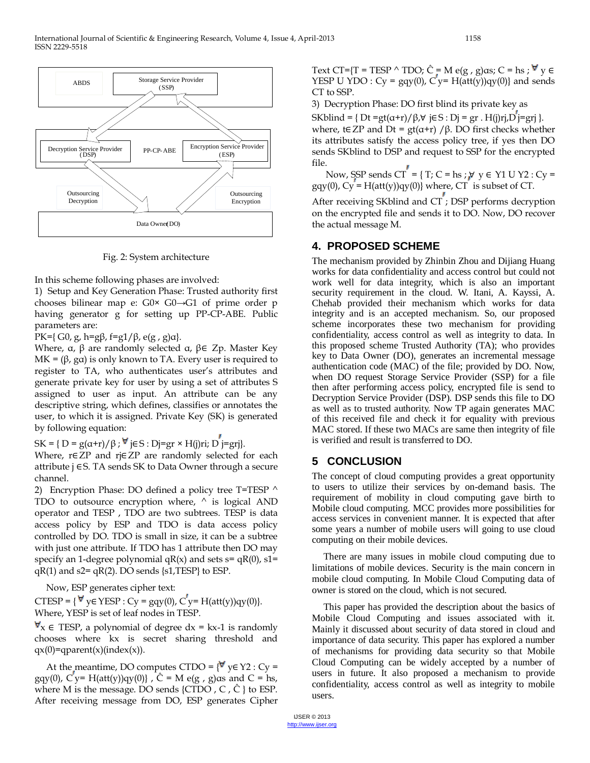Fig. 2: System architecture

In this scheme following phases are involved:

1) Setup and Key Generation Phase: Trusted authority first chooses bilinear map e: $G0\times G0\rightarrow G1$ of prime order p having generator g for setting up PP-CP-ABE. Public parameters are:

$PK=\{ G0, g, h=g\beta, f=g1/\beta, e(g, g)\alpha\}$.

Where, α, β are randomly selected α, β∈ Zp. Master Key MK = (β, gα) is only known to TA. Every user is required to register to TA, who authenticates user's attributes and generate private key for user by using a set of attributes S assigned to user as input. An attribute can be any descriptive string, which defines, classifies or annotates the user, to which it is assigned. Private Key (SK) is generated by following equation:

$SK = \{ D = g(\alpha+r)/\beta ; \forall j\in S : Dj=gr \times H(j)ri; D'j=grj\}$.

Where, r∈ZP and rj∈ZP are randomly selected for each attribute j ∈S. TA sends SK to Data Owner through a secure channel.

2) Encryption Phase: DO defined a policy tree T=TESP ^ TDO to outsource encryption where, ^ is logical AND operator and TESP , TDO are two subtrees. TESP is data access policy by ESP and TDO is data access policy controlled by DO. TDO is small in size, it can be a subtree with just one attribute. If TDO has 1 attribute then DO may specify an 1-degree polynomial qR(x) and sets s= qR(0), s1= qR(1) and s2= qR(2). DO sends {s1,TESP} to ESP.

Now, ESP generates cipher text:

$CTESP = \{ \forall y\in YESP : Cy = gqy(0), C'y= H(att(y))qy(0)\}$.

Where, YESP is set of leaf nodes in TESP.

$\forall$x ∈ TESP, a polynomial of degree dx = kx-1 is randomly chooses where kx is secret sharing threshold and qx(0)=qparent(x)(index(x)).

At the meantime, DO computes $CTDO = \{\forall y\in Y2 : Cy = gqy(0), C'y= H(att(y))qy(0)\}$ , $\hat{C} = M\, e(g , g)\alpha s$ and $C = hs$, where M is the message. DO sends {CTDO , C , Ĉ } to ESP. After receiving message from DO, ESP generates Cipher Text $CT=\{T = TESP \wedge TDO; \hat{C} = M\, e(g , g)\alpha s; C = hs ; \forall y \in YESP \cup YDO : Cy = gqy(0), C'y= H(att(y))qy(0)\}$ and sends CT to SSP.

3) Decryption Phase: DO first blind its private key as

$SKblind = \{ Dt =gt(\alpha+r)/\beta,\forall j\in S : Dj = gr . H(j)rj,D'j=grj \}$.

where, t∈ZP and Dt = gt(α+r) /β. DO first checks whether its attributes satisfy the access policy tree, if yes then DO sends SKblind to DSP and request to SSP for the encrypted file.

Now, SSP sends $CT' = \{ T; C = hs ; \forall y \in Y1 \cup Y2 : Cy = gqy(0), C'y = H(att(y))qy(0)\}$ where, CT' is subset of CT.

After receiving SKblind and CT'; DSP performs decryption on the encrypted file and sends it to DO. Now, DO recover the actual message M.

## 4. PROPOSED SCHEME

The mechanism provided by Zhinbin Zhou and Dijiang Huang works for data confidentiality and access control but could not work well for data integrity, which is also an important security requirement in the cloud. W. Itani, A. Kayssi, A. Chehab provided their mechanism which works for data integrity and is an accepted mechanism. So, our proposed scheme incorporates these two mechanism for providing confidentiality, access control as well as integrity to data. In this proposed scheme Trusted Authority (TA); who provides key to Data Owner (DO), generates an incremental message authentication code (MAC) of the file; provided by DO. Now, when DO request Storage Service Provider (SSP) for a file then after performing access policy, encrypted file is send to Decryption Service Provider (DSP). DSP sends this file to DO as well as to trusted authority. Now TP again generates MAC of this received file and check it for equality with previous MAC stored. If these two MACs are same then integrity of file is verified and result is transferred to DO.

## 5 CONCLUSION

The concept of cloud computing provides a great opportunity to users to utilize their services by on-demand basis. The requirement of mobility in cloud computing gave birth to Mobile cloud computing. MCC provides more possibilities for access services in convenient manner. It is expected that after some years a number of mobile users will going to use cloud computing on their mobile devices.

There are many issues in mobile cloud computing due to limitations of mobile devices. Security is the main concern in mobile cloud computing. In Mobile Cloud Computing data of owner is stored on the cloud, which is not secured.

This paper has provided the description about the basics of Mobile Cloud Computing and issues associated with it. Mainly it discussed about security of data stored in cloud and importance of data security. This paper has explored a number of mechanisms for providing data security so that Mobile Cloud Computing can be widely accepted by a number of users in future. It also proposed a mechanism to provide confidentiality, access control as well as integrity to mobile users.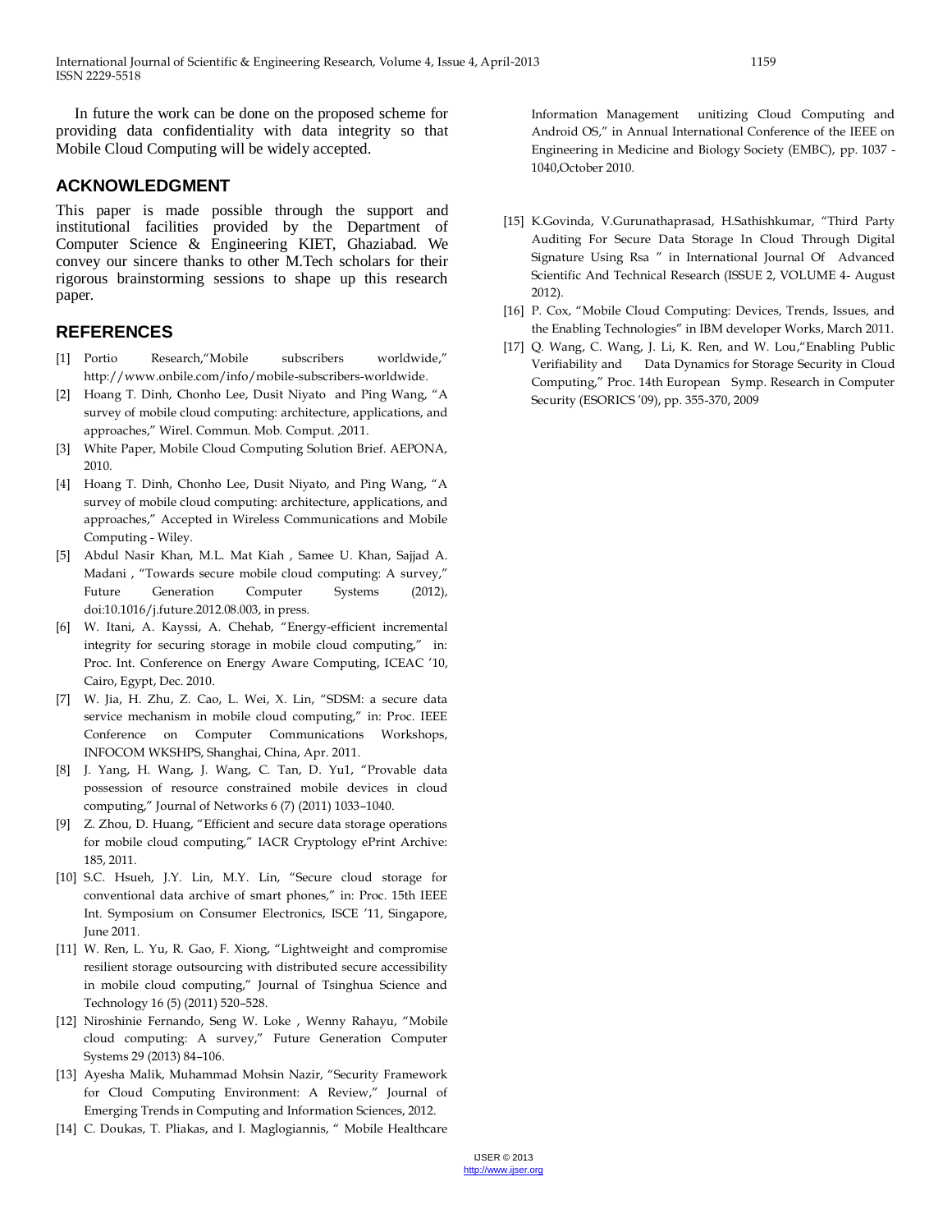In future the work can be done on the proposed scheme for providing data confidentiality with data integrity so that Mobile Cloud Computing will be widely accepted.

## ACKNOWLEDGMENT

This paper is made possible through the support and institutional facilities provided by the Department of Computer Science & Engineering KIET, Ghaziabad. We convey our sincere thanks to other M.Tech scholars for their rigorous brainstorming sessions to shape up this research paper.

## REFERENCES

[1] Portio Research,"Mobile subscribers worldwide," http://www.onbile.com/info/mobile-subscribers-worldwide.

[2] Hoang T. Dinh, Chonho Lee, Dusit Niyato and Ping Wang, "A survey of mobile cloud computing: architecture, applications, and approaches," Wirel. Commun. Mob. Comput. ,2011.

[3] White Paper, Mobile Cloud Computing Solution Brief. AEPONA, 2010.

[4] Hoang T. Dinh, Chonho Lee, Dusit Niyato, and Ping Wang, "A survey of mobile cloud computing: architecture, applications, and approaches," Accepted in Wireless Communications and Mobile Computing - Wiley.

[5] Abdul Nasir Khan, M.L. Mat Kiah , Samee U. Khan, Sajjad A. Madani , "Towards secure mobile cloud computing: A survey," Future Generation Computer Systems (2012), doi:10.1016/j.future.2012.08.003, in press.

[6] W. Itani, A. Kayssi, A. Chehab, "Energy-efficient incremental integrity for securing storage in mobile cloud computing," in: Proc. Int. Conference on Energy Aware Computing, ICEAC '10, Cairo, Egypt, Dec. 2010.

[7] W. Jia, H. Zhu, Z. Cao, L. Wei, X. Lin, "SDSM: a secure data service mechanism in mobile cloud computing," in: Proc. IEEE Conference on Computer Communications Workshops, INFOCOM WKSHPS, Shanghai, China, Apr. 2011.

[8] J. Yang, H. Wang, J. Wang, C. Tan, D. Yu1, "Provable data possession of resource constrained mobile devices in cloud computing," Journal of Networks 6 (7) (2011) 1033–1040.

[9] Z. Zhou, D. Huang, "Efficient and secure data storage operations for mobile cloud computing," IACR Cryptology ePrint Archive: 185, 2011.

[10] S.C. Hsueh, J.Y. Lin, M.Y. Lin, "Secure cloud storage for conventional data archive of smart phones," in: Proc. 15th IEEE Int. Symposium on Consumer Electronics, ISCE '11, Singapore, June 2011.

[11] W. Ren, L. Yu, R. Gao, F. Xiong, "Lightweight and compromise resilient storage outsourcing with distributed secure accessibility in mobile cloud computing," Journal of Tsinghua Science and Technology 16 (5) (2011) 520–528.

[12] Niroshinie Fernando, Seng W. Loke , Wenny Rahayu, "Mobile cloud computing: A survey," Future Generation Computer Systems 29 (2013) 84–106.

[13] Ayesha Malik, Muhammad Mohsin Nazir, "Security Framework for Cloud Computing Environment: A Review," Journal of Emerging Trends in Computing and Information Sciences, 2012.

[14] C. Doukas, T. Pliakas, and I. Maglogiannis, " Mobile Healthcare Information Management unitizing Cloud Computing and Android OS," in Annual International Conference of the IEEE on Engineering in Medicine and Biology Society (EMBC), pp. 1037 - 1040,October 2010.

[15] K.Govinda, V.Gurunathaprasad, H.Sathishkumar, "Third Party Auditing For Secure Data Storage In Cloud Through Digital Signature Using Rsa " in International Journal Of Advanced Scientific And Technical Research (ISSUE 2, VOLUME 4- August 2012).

[16] P. Cox, "Mobile Cloud Computing: Devices, Trends, Issues, and the Enabling Technologies" in IBM developer Works, March 2011.

[17] Q. Wang, C. Wang, J. Li, K. Ren, and W. Lou,"Enabling Public Verifiability and Data Dynamics for Storage Security in Cloud Computing," Proc. 14th European Symp. Research in Computer Security (ESORICS '09), pp. 355-370, 2009